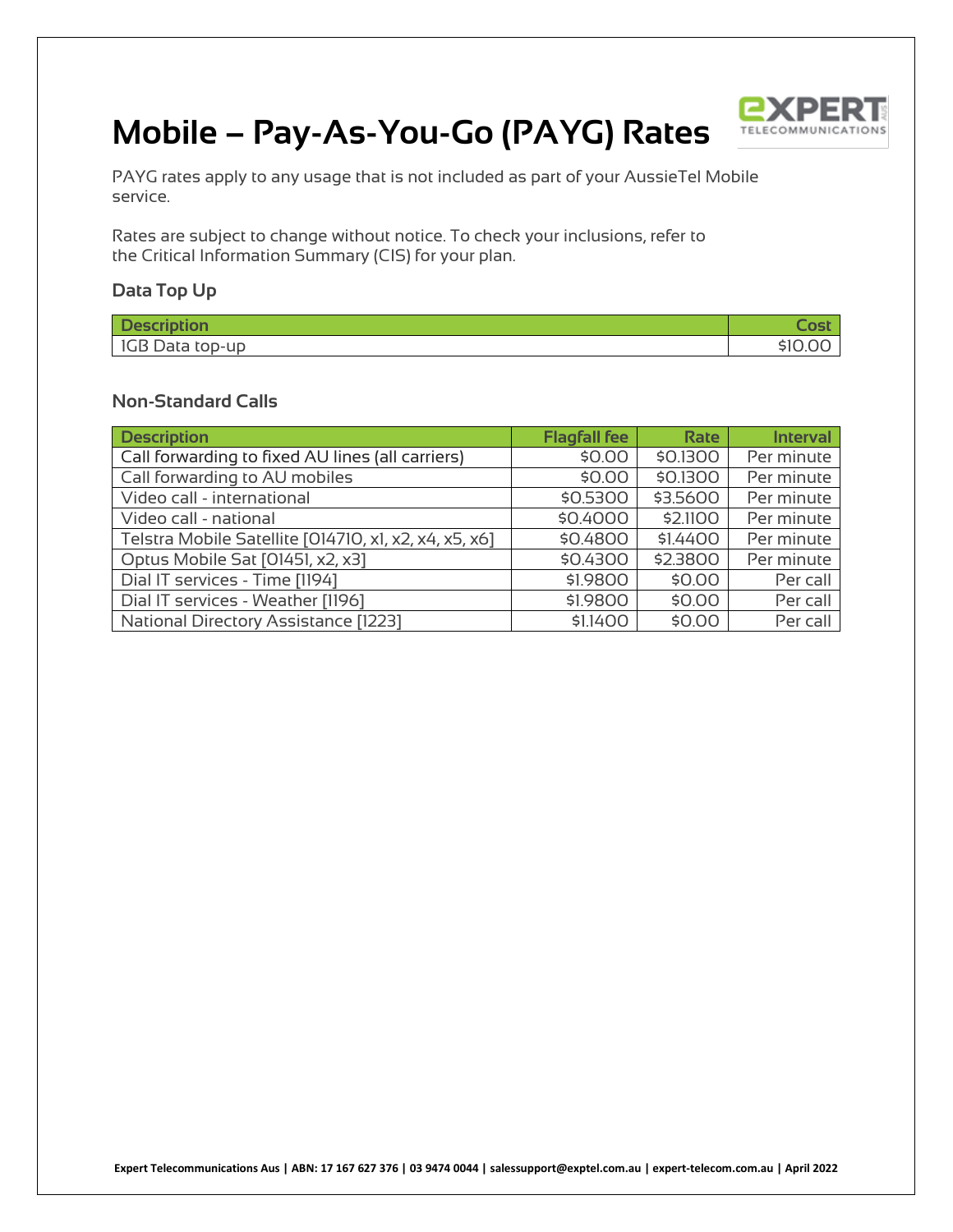# Mobile – Pay-As-You-Go (PAYG) Rates

PAYG rates apply to any usage that is not included as part of your AussieTel Mobile service.

Rates are subject to change without notice. To check your inclusions, refer to the Critical Information Summary (CIS) for your plan.

## Data Top Up

| Description | Cost |
|---|---:|
| 1GB Data top-up | $10.00 |

## Non-Standard Calls

| Description | Flagfall fee | Rate | Interval |
|---|---:|---:|---:|
| Call forwarding to fixed AU lines (all carriers) | $0.00 | $0.1300 | Per minute |
| Call forwarding to AU mobiles | $0.00 | $0.1300 | Per minute |
| Video call - international | $0.5300 | $3.5600 | Per minute |
| Video call - national | $0.4000 | $2.1100 | Per minute |
| Telstra Mobile Satellite [014710, x1, x2, x4, x5, x6] | $0.4800 | $1.4400 | Per minute |
| Optus Mobile Sat [01451, x2, x3] | $0.4300 | $2.3800 | Per minute |
| Dial IT services - Time [1194] | $1.9800 | $0.00 | Per call |
| Dial IT services - Weather [1196] | $1.9800 | $0.00 | Per call |
| National Directory Assistance [1223] | $1.1400 | $0.00 | Per call |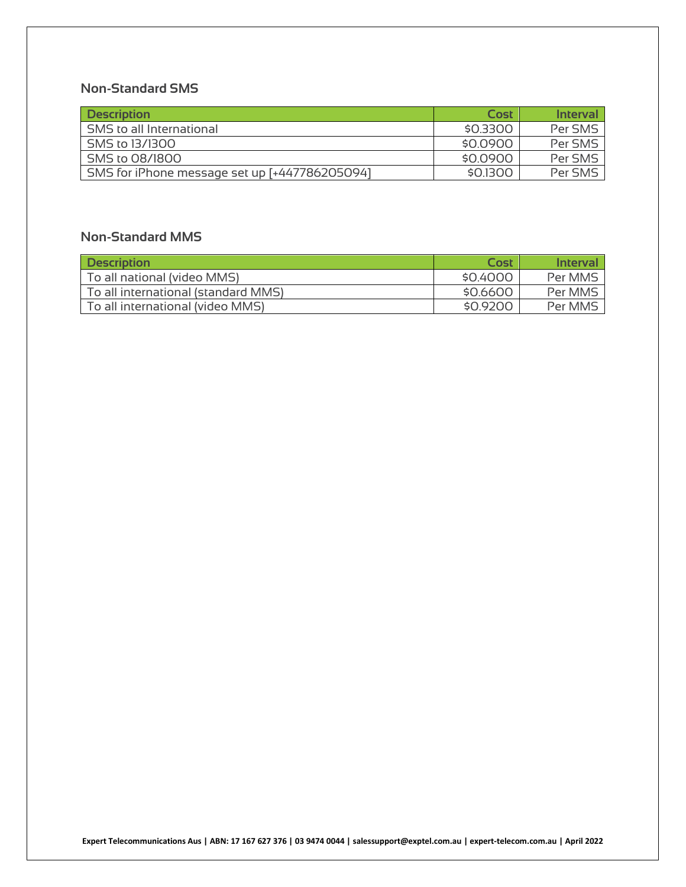## Non-Standard SMS

| Description | Cost | Interval |
|---|---|---|
| SMS to all International | $0.3300 | Per SMS |
| SMS to 13/1300 | $0.0900 | Per SMS |
| SMS to 08/1800 | $0.0900 | Per SMS |
| SMS for iPhone message set up [+447786205094] | $0.1300 | Per SMS |

## Non-Standard MMS

| Description | Cost | Interval |
|---|---|---|
| To all national (video MMS) | $0.4000 | Per MMS |
| To all international (standard MMS) | $0.6600 | Per MMS |
| To all international (video MMS) | $0.9200 | Per MMS |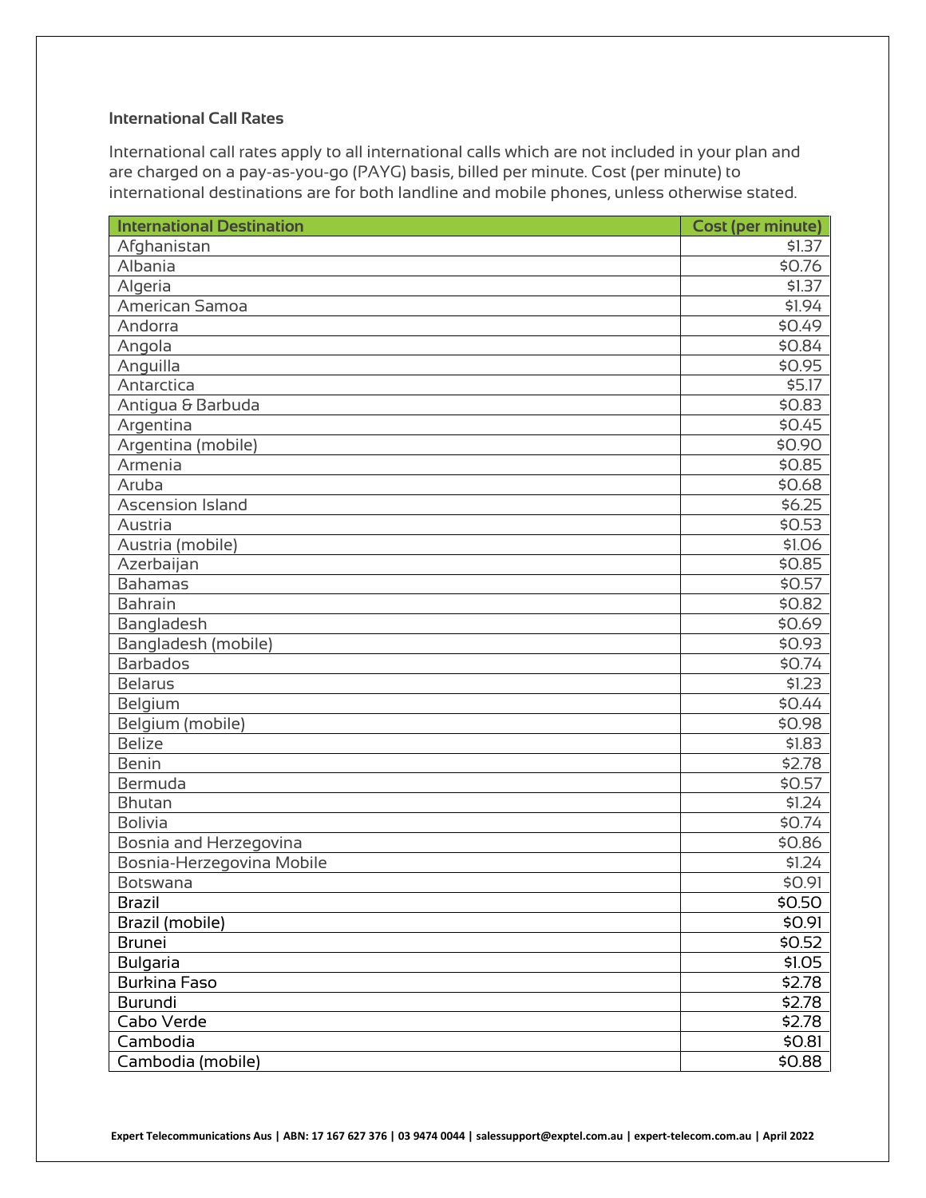### International Call Rates

International call rates apply to all international calls which are not included in your plan and are charged on a pay-as-you-go (PAYG) basis, billed per minute. Cost (per minute) to international destinations are for both landline and mobile phones, unless otherwise stated.

| International Destination | Cost (per minute) |
|---|---:|
| Afghanistan | $1.37 |
| Albania | $0.76 |
| Algeria | $1.37 |
| American Samoa | $1.94 |
| Andorra | $0.49 |
| Angola | $0.84 |
| Anguilla | $0.95 |
| Antarctica | $5.17 |
| Antigua & Barbuda | $0.83 |
| Argentina | $0.45 |
| Argentina (mobile) | $0.90 |
| Armenia | $0.85 |
| Aruba | $0.68 |
| Ascension Island | $6.25 |
| Austria | $0.53 |
| Austria (mobile) | $1.06 |
| Azerbaijan | $0.85 |
| Bahamas | $0.57 |
| Bahrain | $0.82 |
| Bangladesh | $0.69 |
| Bangladesh (mobile) | $0.93 |
| Barbados | $0.74 |
| Belarus | $1.23 |
| Belgium | $0.44 |
| Belgium (mobile) | $0.98 |
| Belize | $1.83 |
| Benin | $2.78 |
| Bermuda | $0.57 |
| Bhutan | $1.24 |
| Bolivia | $0.74 |
| Bosnia and Herzegovina | $0.86 |
| Bosnia-Herzegovina Mobile | $1.24 |
| Botswana | $0.91 |
| Brazil | $0.50 |
| Brazil (mobile) | $0.91 |
| Brunei | $0.52 |
| Bulgaria | $1.05 |
| Burkina Faso | $2.78 |
| Burundi | $2.78 |
| Cabo Verde | $2.78 |
| Cambodia | $0.81 |
| Cambodia (mobile) | $0.88 |

Expert Telecommunications Aus | ABN: 17 167 627 376 | 03 9474 0044 | salessupport@exptel.com.au | expert-telecom.com.au | April 2022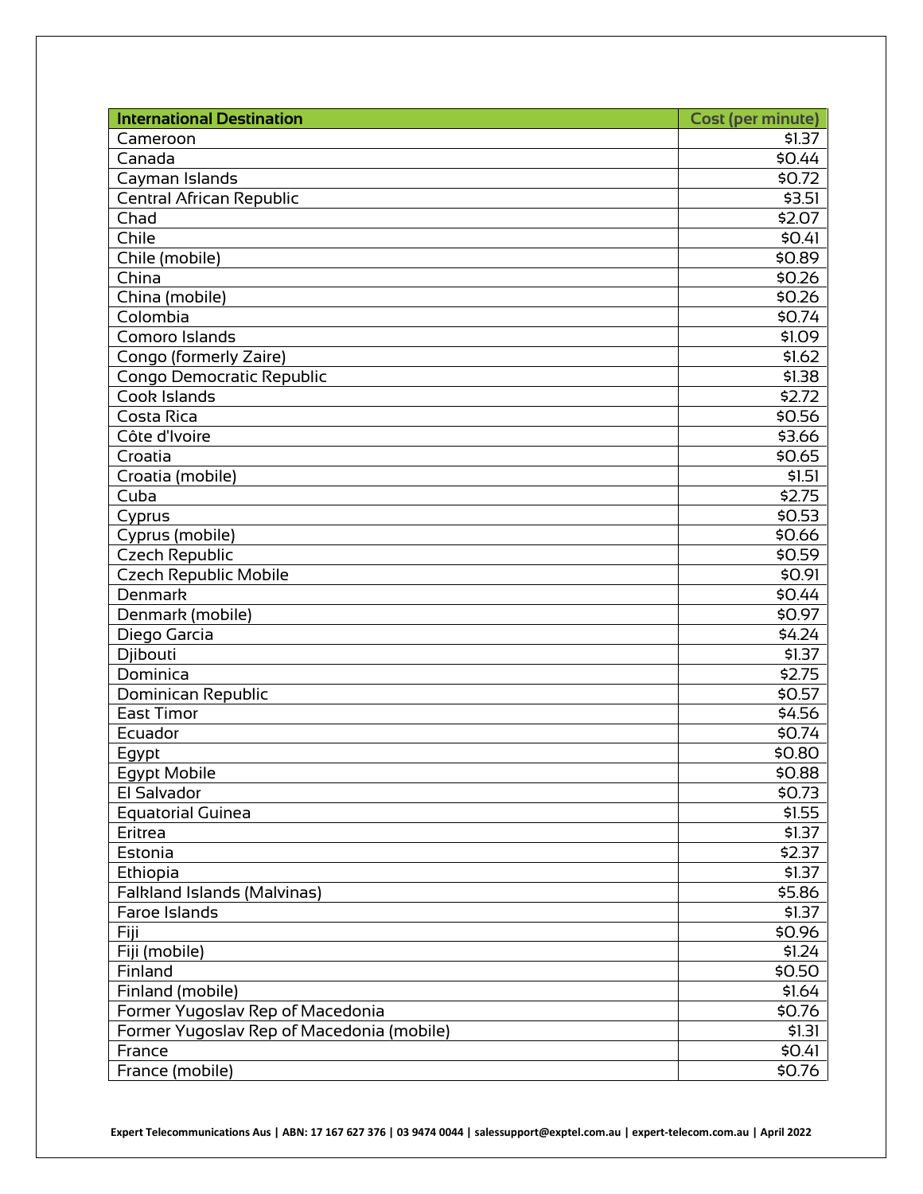| International Destination | Cost (per minute) |
| --- | --- |
| Cameroon | $1.37 |
| Canada | $0.44 |
| Cayman Islands | $0.72 |
| Central African Republic | $3.51 |
| Chad | $2.07 |
| Chile | $0.41 |
| Chile (mobile) | $0.89 |
| China | $0.26 |
| China (mobile) | $0.26 |
| Colombia | $0.74 |
| Comoro Islands | $1.09 |
| Congo (formerly Zaire) | $1.62 |
| Congo Democratic Republic | $1.38 |
| Cook Islands | $2.72 |
| Costa Rica | $0.56 |
| Côte d'Ivoire | $3.66 |
| Croatia | $0.65 |
| Croatia (mobile) | $1.51 |
| Cuba | $2.75 |
| Cyprus | $0.53 |
| Cyprus (mobile) | $0.66 |
| Czech Republic | $0.59 |
| Czech Republic Mobile | $0.91 |
| Denmark | $0.44 |
| Denmark (mobile) | $0.97 |
| Diego Garcia | $4.24 |
| Djibouti | $1.37 |
| Dominica | $2.75 |
| Dominican Republic | $0.57 |
| East Timor | $4.56 |
| Ecuador | $0.74 |
| Egypt | $0.80 |
| Egypt Mobile | $0.88 |
| El Salvador | $0.73 |
| Equatorial Guinea | $1.55 |
| Eritrea | $1.37 |
| Estonia | $2.37 |
| Ethiopia | $1.37 |
| Falkland Islands (Malvinas) | $5.86 |
| Faroe Islands | $1.37 |
| Fiji | $0.96 |
| Fiji (mobile) | $1.24 |
| Finland | $0.50 |
| Finland (mobile) | $1.64 |
| Former Yugoslav Rep of Macedonia | $0.76 |
| Former Yugoslav Rep of Macedonia (mobile) | $1.31 |
| France | $0.41 |
| France (mobile) | $0.76 |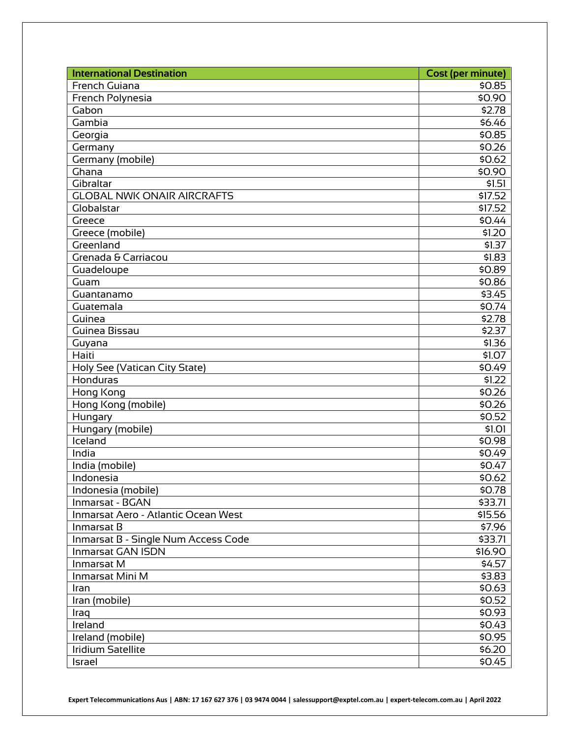| International Destination | Cost (per minute) |
|---|---|
| French Guiana | $0.85 |
| French Polynesia | $0.90 |
| Gabon | $2.78 |
| Gambia | $6.46 |
| Georgia | $0.85 |
| Germany | $0.26 |
| Germany (mobile) | $0.62 |
| Ghana | $0.90 |
| Gibraltar | $1.51 |
| GLOBAL NWK ONAIR AIRCRAFTS | $17.52 |
| Globalstar | $17.52 |
| Greece | $0.44 |
| Greece (mobile) | $1.20 |
| Greenland | $1.37 |
| Grenada & Carriacou | $1.83 |
| Guadeloupe | $0.89 |
| Guam | $0.86 |
| Guantanamo | $3.45 |
| Guatemala | $0.74 |
| Guinea | $2.78 |
| Guinea Bissau | $2.37 |
| Guyana | $1.36 |
| Haiti | $1.07 |
| Holy See (Vatican City State) | $0.49 |
| Honduras | $1.22 |
| Hong Kong | $0.26 |
| Hong Kong (mobile) | $0.26 |
| Hungary | $0.52 |
| Hungary (mobile) | $1.01 |
| Iceland | $0.98 |
| India | $0.49 |
| India (mobile) | $0.47 |
| Indonesia | $0.62 |
| Indonesia (mobile) | $0.78 |
| Inmarsat - BGAN | $33.71 |
| Inmarsat Aero - Atlantic Ocean West | $15.56 |
| Inmarsat B | $7.96 |
| Inmarsat B - Single Num Access Code | $33.71 |
| Inmarsat GAN ISDN | $16.90 |
| Inmarsat M | $4.57 |
| Inmarsat Mini M | $3.83 |
| Iran | $0.63 |
| Iran (mobile) | $0.52 |
| Iraq | $0.93 |
| Ireland | $0.43 |
| Ireland (mobile) | $0.95 |
| Iridium Satellite | $6.20 |
| Israel | $0.45 |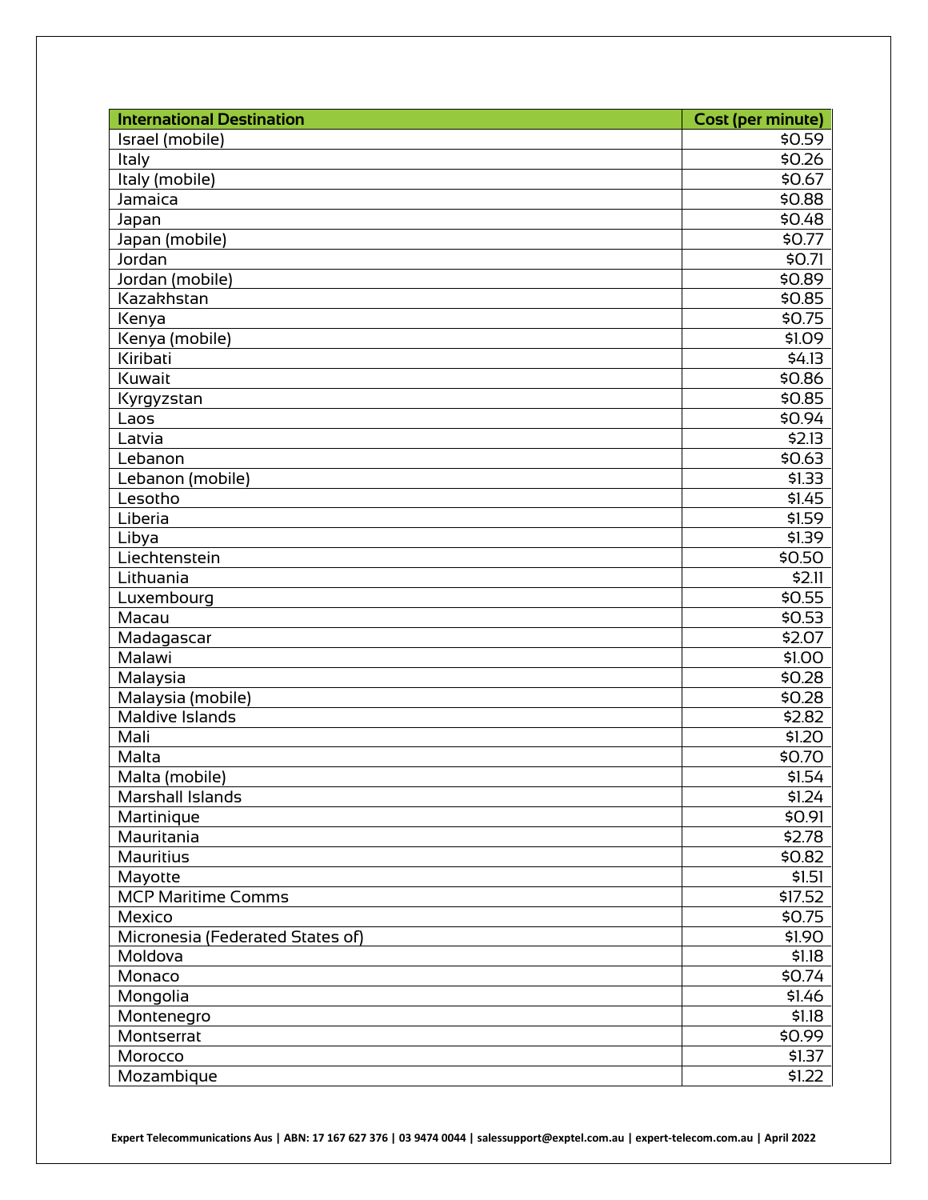| International Destination | Cost (per minute) |
| --- | --- |
| Israel (mobile) | $0.59 |
| Italy | $0.26 |
| Italy (mobile) | $0.67 |
| Jamaica | $0.88 |
| Japan | $0.48 |
| Japan (mobile) | $0.77 |
| Jordan | $0.71 |
| Jordan (mobile) | $0.89 |
| Kazakhstan | $0.85 |
| Kenya | $0.75 |
| Kenya (mobile) | $1.09 |
| Kiribati | $4.13 |
| Kuwait | $0.86 |
| Kyrgyzstan | $0.85 |
| Laos | $0.94 |
| Latvia | $2.13 |
| Lebanon | $0.63 |
| Lebanon (mobile) | $1.33 |
| Lesotho | $1.45 |
| Liberia | $1.59 |
| Libya | $1.39 |
| Liechtenstein | $0.50 |
| Lithuania | $2.11 |
| Luxembourg | $0.55 |
| Macau | $0.53 |
| Madagascar | $2.07 |
| Malawi | $1.00 |
| Malaysia | $0.28 |
| Malaysia (mobile) | $0.28 |
| Maldive Islands | $2.82 |
| Mali | $1.20 |
| Malta | $0.70 |
| Malta (mobile) | $1.54 |
| Marshall Islands | $1.24 |
| Martinique | $0.91 |
| Mauritania | $2.78 |
| Mauritius | $0.82 |
| Mayotte | $1.51 |
| MCP Maritime Comms | $17.52 |
| Mexico | $0.75 |
| Micronesia (Federated States of) | $1.90 |
| Moldova | $1.18 |
| Monaco | $0.74 |
| Mongolia | $1.46 |
| Montenegro | $1.18 |
| Montserrat | $0.99 |
| Morocco | $1.37 |
| Mozambique | $1.22 |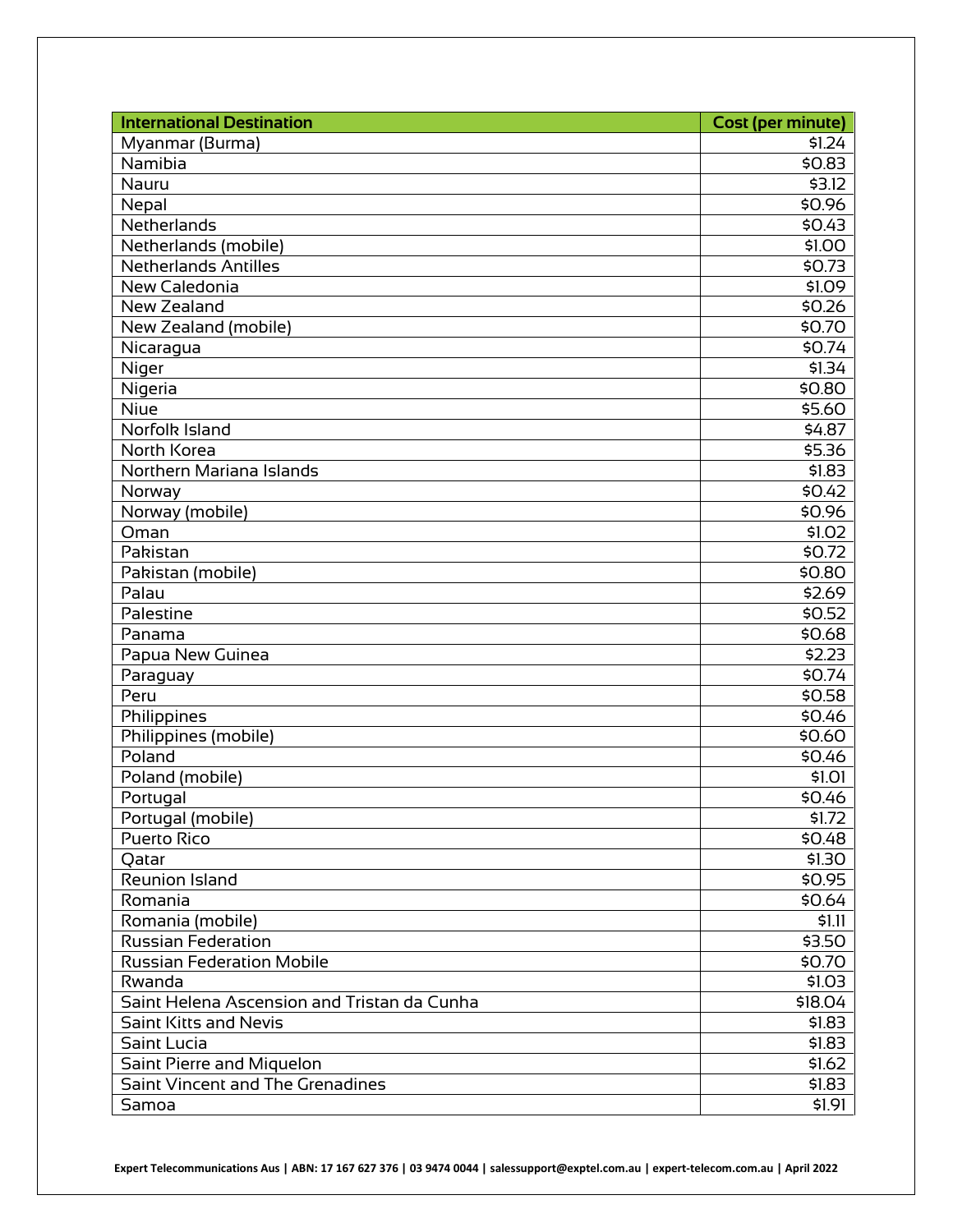| International Destination | Cost (per minute) |
|---|---:|
| Myanmar (Burma) | $1.24 |
| Namibia | $0.83 |
| Nauru | $3.12 |
| Nepal | $0.96 |
| Netherlands | $0.43 |
| Netherlands (mobile) | $1.00 |
| Netherlands Antilles | $0.73 |
| New Caledonia | $1.09 |
| New Zealand | $0.26 |
| New Zealand (mobile) | $0.70 |
| Nicaragua | $0.74 |
| Niger | $1.34 |
| Nigeria | $0.80 |
| Niue | $5.60 |
| Norfolk Island | $4.87 |
| North Korea | $5.36 |
| Northern Mariana Islands | $1.83 |
| Norway | $0.42 |
| Norway (mobile) | $0.96 |
| Oman | $1.02 |
| Pakistan | $0.72 |
| Pakistan (mobile) | $0.80 |
| Palau | $2.69 |
| Palestine | $0.52 |
| Panama | $0.68 |
| Papua New Guinea | $2.23 |
| Paraguay | $0.74 |
| Peru | $0.58 |
| Philippines | $0.46 |
| Philippines (mobile) | $0.60 |
| Poland | $0.46 |
| Poland (mobile) | $1.01 |
| Portugal | $0.46 |
| Portugal (mobile) | $1.72 |
| Puerto Rico | $0.48 |
| Qatar | $1.30 |
| Reunion Island | $0.95 |
| Romania | $0.64 |
| Romania (mobile) | $1.11 |
| Russian Federation | $3.50 |
| Russian Federation Mobile | $0.70 |
| Rwanda | $1.03 |
| Saint Helena Ascension and Tristan da Cunha | $18.04 |
| Saint Kitts and Nevis | $1.83 |
| Saint Lucia | $1.83 |
| Saint Pierre and Miquelon | $1.62 |
| Saint Vincent and The Grenadines | $1.83 |
| Samoa | $1.91 |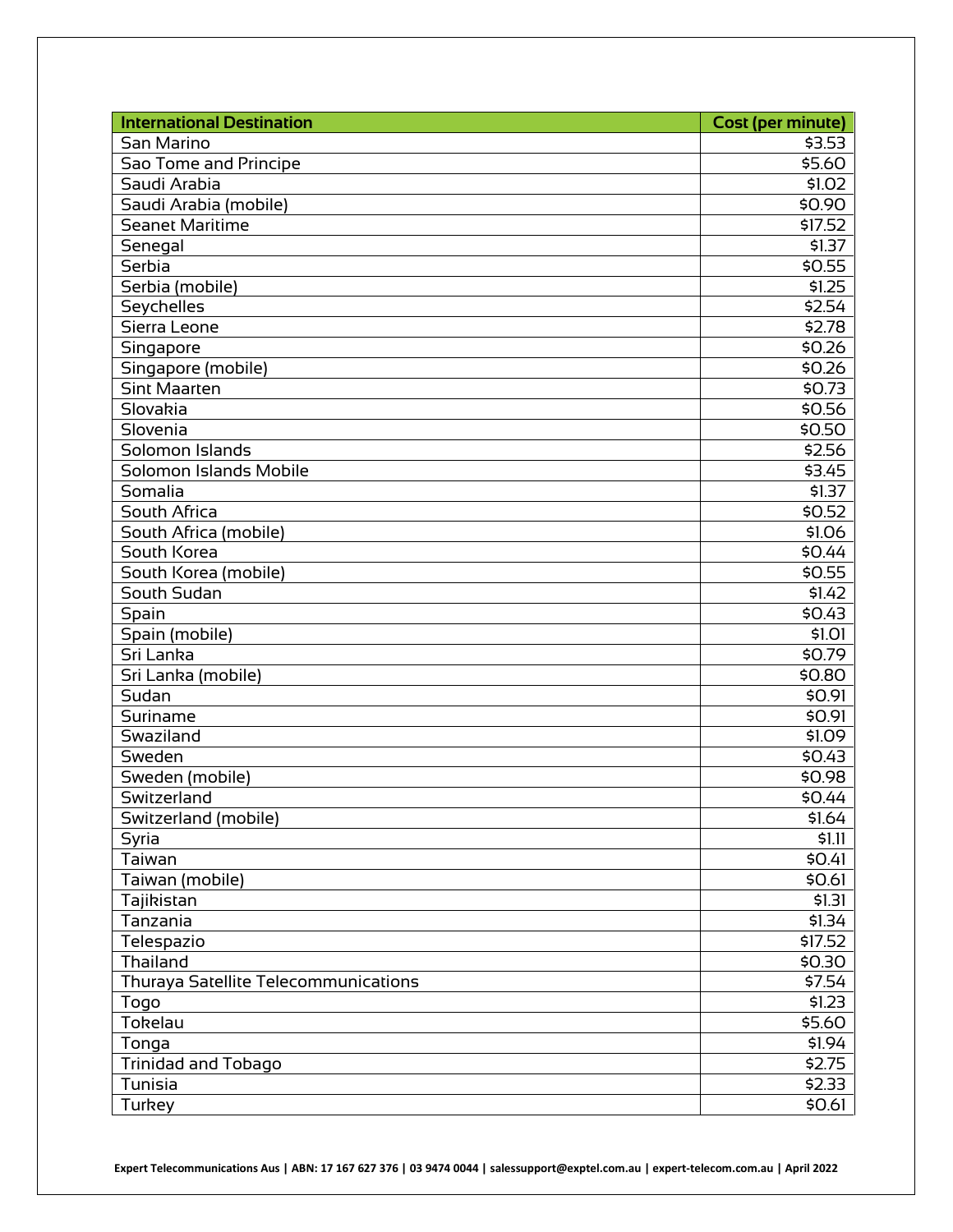| International Destination | Cost (per minute) |
|---|---:|
| San Marino | $3.53 |
| Sao Tome and Principe | $5.60 |
| Saudi Arabia | $1.02 |
| Saudi Arabia (mobile) | $0.90 |
| Seanet Maritime | $17.52 |
| Senegal | $1.37 |
| Serbia | $0.55 |
| Serbia (mobile) | $1.25 |
| Seychelles | $2.54 |
| Sierra Leone | $2.78 |
| Singapore | $0.26 |
| Singapore (mobile) | $0.26 |
| Sint Maarten | $0.73 |
| Slovakia | $0.56 |
| Slovenia | $0.50 |
| Solomon Islands | $2.56 |
| Solomon Islands Mobile | $3.45 |
| Somalia | $1.37 |
| South Africa | $0.52 |
| South Africa (mobile) | $1.06 |
| South Korea | $0.44 |
| South Korea (mobile) | $0.55 |
| South Sudan | $1.42 |
| Spain | $0.43 |
| Spain (mobile) | $1.01 |
| Sri Lanka | $0.79 |
| Sri Lanka (mobile) | $0.80 |
| Sudan | $0.91 |
| Suriname | $0.91 |
| Swaziland | $1.09 |
| Sweden | $0.43 |
| Sweden (mobile) | $0.98 |
| Switzerland | $0.44 |
| Switzerland (mobile) | $1.64 |
| Syria | $1.11 |
| Taiwan | $0.41 |
| Taiwan (mobile) | $0.61 |
| Tajikistan | $1.31 |
| Tanzania | $1.34 |
| Telespazio | $17.52 |
| Thailand | $0.30 |
| Thuraya Satellite Telecommunications | $7.54 |
| Togo | $1.23 |
| Tokelau | $5.60 |
| Tonga | $1.94 |
| Trinidad and Tobago | $2.75 |
| Tunisia | $2.33 |
| Turkey | $0.61 |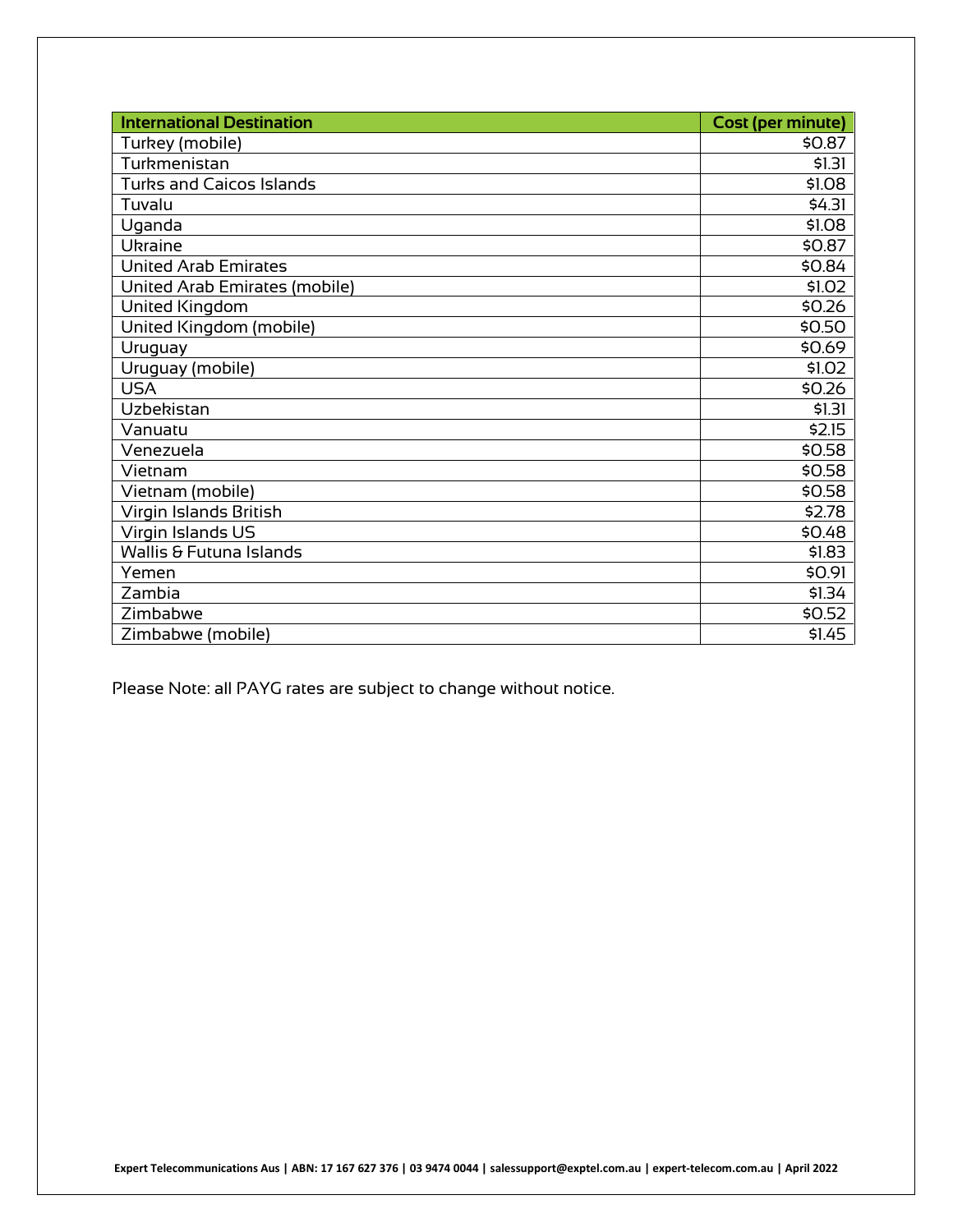| International Destination | Cost (per minute) |
| --- | --- |
| Turkey (mobile) | $0.87 |
| Turkmenistan | $1.31 |
| Turks and Caicos Islands | $1.08 |
| Tuvalu | $4.31 |
| Uganda | $1.08 |
| Ukraine | $0.87 |
| United Arab Emirates | $0.84 |
| United Arab Emirates (mobile) | $1.02 |
| United Kingdom | $0.26 |
| United Kingdom (mobile) | $0.50 |
| Uruguay | $0.69 |
| Uruguay (mobile) | $1.02 |
| USA | $0.26 |
| Uzbekistan | $1.31 |
| Vanuatu | $2.15 |
| Venezuela | $0.58 |
| Vietnam | $0.58 |
| Vietnam (mobile) | $0.58 |
| Virgin Islands British | $2.78 |
| Virgin Islands US | $0.48 |
| Wallis & Futuna Islands | $1.83 |
| Yemen | $0.91 |
| Zambia | $1.34 |
| Zimbabwe | $0.52 |
| Zimbabwe (mobile) | $1.45 |

Please Note: all PAYG rates are subject to change without notice.